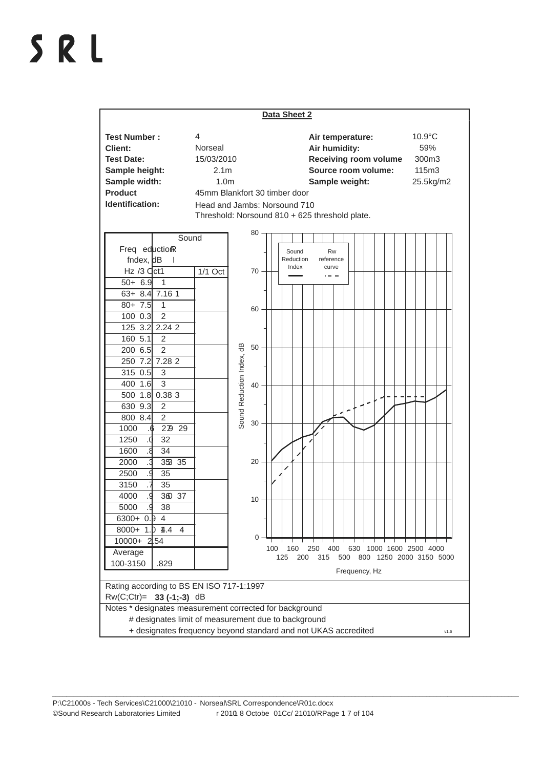**S R L**

## Data Sheet 2

| | | | |
|---|---|---|---|
| **Test Number :** | 4 | **Air temperature:** | 10.9°C |
| **Client:** | Norseal | **Air humidity:** | 59% |
| **Test Date:** | 15/03/2010 | **Receiving room volume** | 300m3 |
| **Sample height:** | 2.1m | **Source room volume:** | 115m3 |
| **Sample width:** | 1.0m | **Sample weight:** | 25.5kg/m2 |
| **Product** | 45mm Blankfort 30 timber door | | |
| **Identification:** | Head and Jambs: Norsound 710<br>Threshold: Norsound 810 + 625 threshold plate. | | |

| Freq Hz | Sound Reduction Index, dB 1/3 Oct | 1/1 Oct |
|---|---|---|
| 50+ | 16.9 | |
| 63+ | 18.4 | 17.6 |
| 80+ | 17.5 | |
| 100 | 20.3 | |
| 125 | 23.2 | 22.4 |
| 160 | 25.1 | |
| 200 | 26.5 | |
| 250 | 27.2 | 27.8 |
| 315 | 30.5 | |
| 400 | 31.6 | |
| 500 | 31.8 | 30.8 |
| 630 | 29.3 | |
| 800 | 28.4 | |
| 1000 | 29.6 | 29.7 |
| 1250 | 32.0 | |
| 1600 | 34.8 | |
| 2000 | 35.3 | 35.3 |
| 2500 | 35.9 | |
| 3150 | 35.7 | |
| 4000 | 36.9 | 37.0 |
| 5000 | 38.9 | |
| 6300+ | 40.9 | |
| 8000+ | 41.0 | 41.4 |
| 10000+ | 42.5 | |
| Average 100-3150 | 29.8 | |

Graph: Sound Reduction Index, dB vs Frequency, Hz (100–5000 Hz). Legend: Sound Reduction Index (solid line); Rw reference curve (dashed line).

Rating according to BS EN ISO 717-1:1997

Rw(C;Ctr)= **33 (-1;-3)** dB

Notes * designates measurement corrected for background

# designates limit of measurement due to background

+ designates frequency beyond standard and not UKAS accredited

v1.6

P:\C21000s - Tech Services\C21000\21010 - Norseal\SRL Correspondence\R01c.docx

©Sound Research Laboratories Limited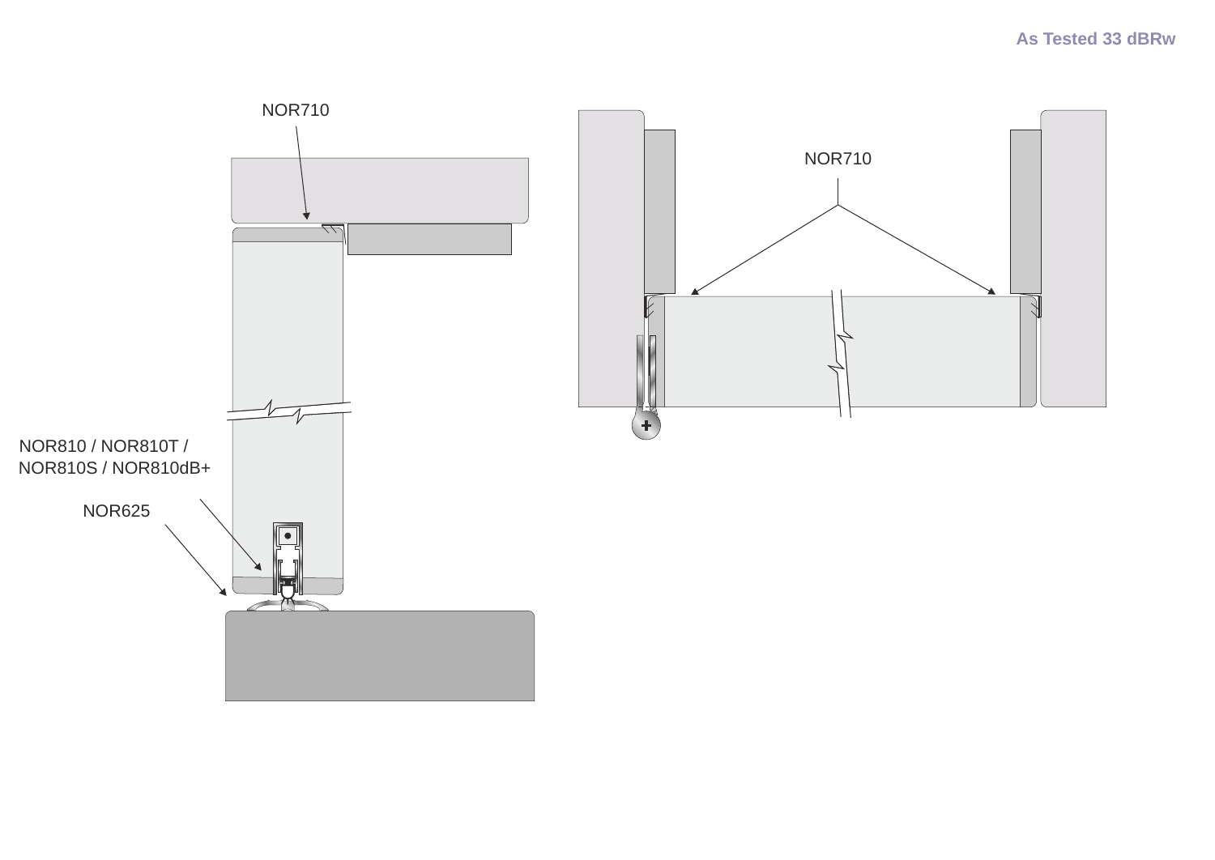As Tested 33 dBRw

NOR710

NOR710

NOR810 / NOR810T /
NOR810S / NOR810dB+

NOR625